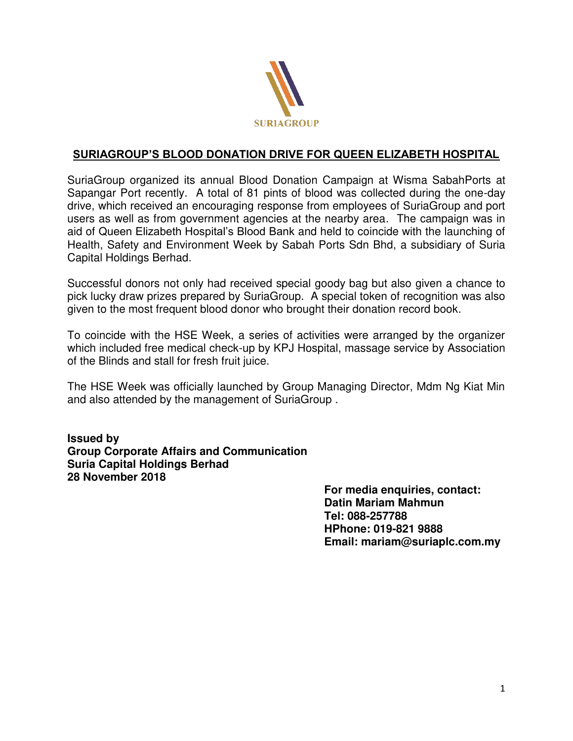SURIAGROUP

## SURIAGROUP'S BLOOD DONATION DRIVE FOR QUEEN ELIZABETH HOSPITAL

SuriaGroup organized its annual Blood Donation Campaign at Wisma SabahPorts at Sapangar Port recently. A total of 81 pints of blood was collected during the one-day drive, which received an encouraging response from employees of SuriaGroup and port users as well as from government agencies at the nearby area. The campaign was in aid of Queen Elizabeth Hospital's Blood Bank and held to coincide with the launching of Health, Safety and Environment Week by Sabah Ports Sdn Bhd, a subsidiary of Suria Capital Holdings Berhad.

Successful donors not only had received special goody bag but also given a chance to pick lucky draw prizes prepared by SuriaGroup. A special token of recognition was also given to the most frequent blood donor who brought their donation record book.

To coincide with the HSE Week, a series of activities were arranged by the organizer which included free medical check-up by KPJ Hospital, massage service by Association of the Blinds and stall for fresh fruit juice.

The HSE Week was officially launched by Group Managing Director, Mdm Ng Kiat Min and also attended by the management of SuriaGroup .

**Issued by**
**Group Corporate Affairs and Communication**
**Suria Capital Holdings Berhad**
**28 November 2018**

**For media enquiries, contact:**
**Datin Mariam Mahmun**
**Tel: 088-257788**
**HPhone: 019-821 9888**
**Email: mariam@suriaplc.com.my**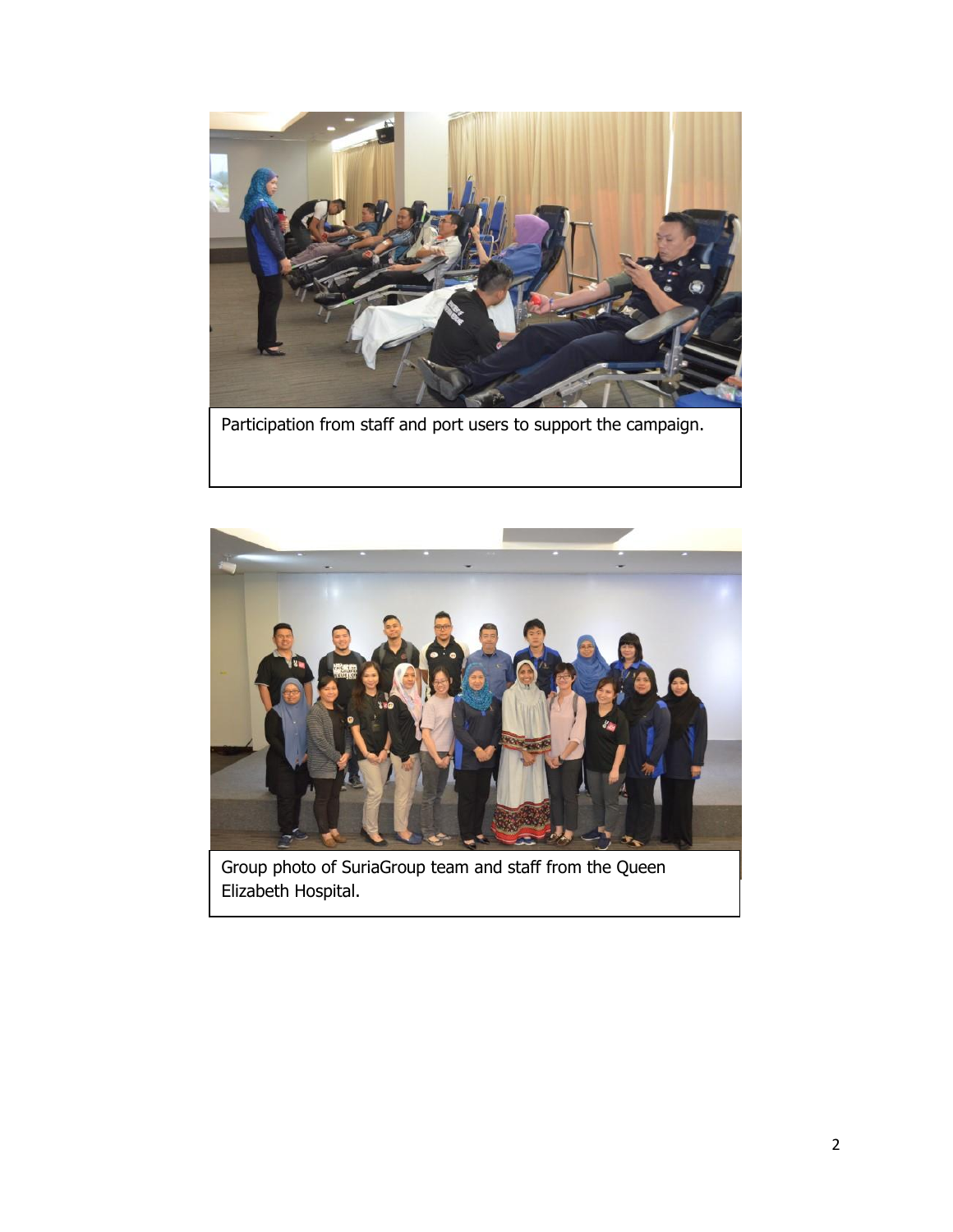Participation from staff and port users to support the campaign.

Group photo of SuriaGroup team and staff from the Queen Elizabeth Hospital.